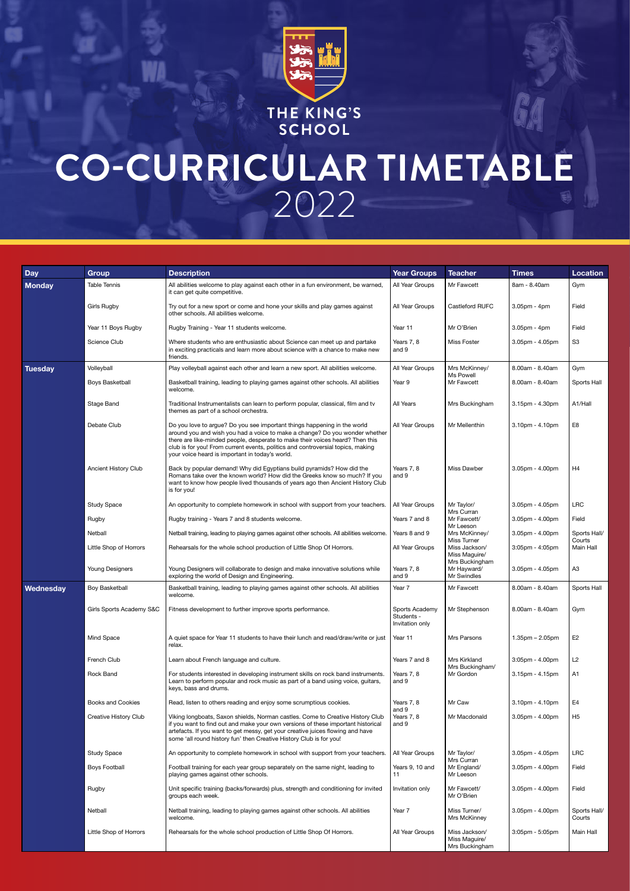THE KING'S SCHOOL

# CO-CURRICULAR TIMETABLE 2022

| Day | Group | Description | Year Groups | Teacher | Times | Location |
|---|---|---|---|---|---|---|
| **Monday** | Table Tennis | All abilities welcome to play against each other in a fun environment, be warned, it can get quite competitive. | All Year Groups | Mr Fawcett | 8am - 8.40am | Gym |
| | Girls Rugby | Try out for a new sport or come and hone your skills and play games against other schools. All abilities welcome. | All Year Groups | Castleford RUFC | 3.05pm - 4pm | Field |
| | Year 11 Boys Rugby | Rugby Training - Year 11 students welcome. | Year 11 | Mr O'Brien | 3.05pm - 4pm | Field |
| | Science Club | Where students who are enthusiastic about Science can meet up and partake in exciting practicals and learn more about science with a chance to make new friends. | Years 7, 8 and 9 | Miss Foster | 3.05pm - 4.05pm | S3 |
| **Tuesday** | Volleyball | Play volleyball against each other and learn a new sport. All abilities welcome. | All Year Groups | Mrs McKinney/ Ms Powell | 8.00am - 8.40am | Gym |
| | Boys Basketball | Basketball training, leading to playing games against other schools. All abilities welcome. | Year 9 | Mr Fawcett | 8.00am - 8.40am | Sports Hall |
| | Stage Band | Traditional Instrumentalists can learn to perform popular, classical, film and tv themes as part of a school orchestra. | All Years | Mrs Buckingham | 3.15pm - 4.30pm | A1/Hall |
| | Debate Club | Do you love to argue? Do you see important things happening in the world around you and wish you had a voice to make a change? Do you wonder whether there are like-minded people, desperate to make their voices heard? Then this club is for you! From current events, politics and controversial topics, making your voice heard is important in today's world. | All Year Groups | Mr Mellenthin | 3.10pm - 4.10pm | E8 |
| | Ancient History Club | Back by popular demand! Why did Egyptians build pyramids? How did the Romans take over the known world? How did the Greeks know so much? If you want to know how people lived thousands of years ago then Ancient History Club is for you! | Years 7, 8 and 9 | Miss Dawber | 3.05pm - 4.00pm | H4 |
| | Study Space | An opportunity to complete homework in school with support from your teachers. | All Year Groups | Mr Taylor/ Mrs Curran | 3.05pm - 4.05pm | LRC |
| | Rugby | Rugby training - Years 7 and 8 students welcome. | Years 7 and 8 | Mr Fawcett/ Mr Leeson | 3.05pm - 4.00pm | Field |
| | Netball | Netball training, leading to playing games against other schools. All abilities welcome. | Years 8 and 9 | Mrs McKinney/ Miss Turner | 3.05pm - 4.00pm | Sports Hall/ Courts |
| | Little Shop of Horrors | Rehearsals for the whole school production of Little Shop Of Horrors. | All Year Groups | Miss Jackson/ Miss Maguire/ Mrs Buckingham | 3:05pm - 4:05pm | Main Hall |
| | Young Designers | Young Designers will collaborate to design and make innovative solutions while exploring the world of Design and Engineering. | Years 7, 8 and 9 | Mr Hayward/ Mr Swindles | 3.05pm - 4.05pm | A3 |
| **Wednesday** | Boy Basketball | Basketball training, leading to playing games against other schools. All abilities welcome. | Year 7 | Mr Fawcett | 8.00am - 8.40am | Sports Hall |
| | Girls Sports Academy S&C | Fitness development to further improve sports performance. | Sports Academy Students - Invitation only | Mr Stephenson | 8.00am - 8.40am | Gym |
| | Mind Space | A quiet space for Year 11 students to have their lunch and read/draw/write or just relax. | Year 11 | Mrs Parsons | 1.35pm – 2.05pm | E2 |
| | French Club | Learn about French language and culture. | Years 7 and 8 | Mrs Kirkland | 3:05pm - 4.00pm | L2 |
| | Rock Band | For students interested in developing instrument skills on rock band instruments. Learn to perform popular and rock music as part of a band using voice, guitars, keys, bass and drums. | Years 7, 8 and 9 | Mrs Buckingham/ Mr Gordon | 3.15pm - 4.15pm | A1 |
| | Books and Cookies | Read, listen to others reading and enjoy some scrumptious cookies. | Years 7, 8 and 9 | Mr Caw | 3.10pm - 4.10pm | E4 |
| | Creative History Club | Viking longboats, Saxon shields, Norman castles. Come to Creative History Club if you want to find out and make your own versions of these important historical artefacts. If you want to get messy, get your creative juices flowing and have some 'all round history fun' then Creative History Club is for you! | Years 7, 8 and 9 | Mr Macdonald | 3.05pm - 4.00pm | H5 |
| | Study Space | An opportunity to complete homework in school with support from your teachers. | All Year Groups | Mr Taylor/ Mrs Curran | 3.05pm - 4.05pm | LRC |
| | Boys Football | Football training for each year group separately on the same night, leading to playing games against other schools. | Years 9, 10 and 11 | Mr England/ Mr Leeson | 3.05pm - 4.00pm | Field |
| | Rugby | Unit specific training (backs/forwards) plus, strength and conditioning for invited groups each week. | Invitation only | Mr Fawcett/ Mr O'Brien | 3.05pm - 4.00pm | Field |
| | Netball | Netball training, leading to playing games against other schools. All abilities welcome. | Year 7 | Miss Turner/ Mrs McKinney | 3.05pm - 4.00pm | Sports Hall/ Courts |
| | Little Shop of Horrors | Rehearsals for the whole school production of Little Shop Of Horrors. | All Year Groups | Miss Jackson/ Miss Maguire/ Mrs Buckingham | 3:05pm - 5:05pm | Main Hall |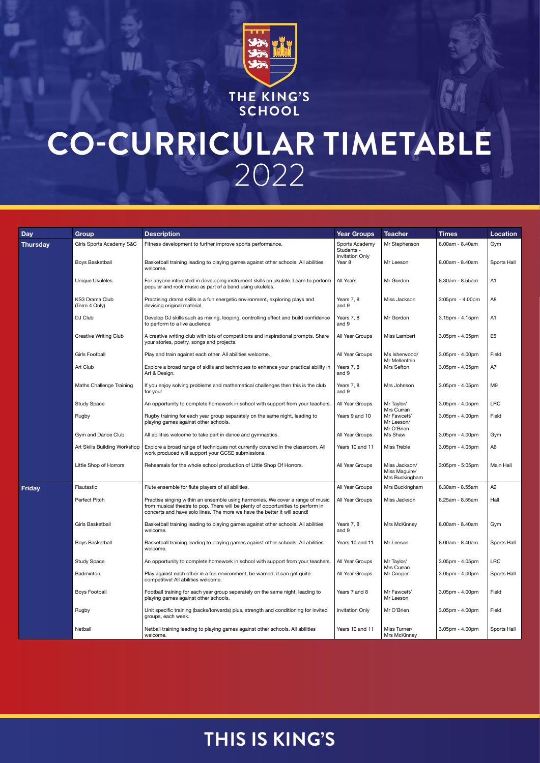THE KING'S SCHOOL

# CO-CURRICULAR TIMETABLE 2022

| Day | Group | Description | Year Groups | Teacher | Times | Location |
|---|---|---|---|---|---|---|
| Thursday | Girls Sports Academy S&C | Fitness development to further improve sports performance. | Sports Academy Students - Invitation Only | Mr Stephenson | 8.00am - 8.40am | Gym |
| | Boys Basketball | Basketball training leading to playing games against other schools. All abilities welcome. | Year 8 | Mr Leeson | 8.00am - 8.40am | Sports Hall |
| | Unique Ukuleles | For anyone interested in developing instrument skills on ukulele. Learn to perform popular and rock music as part of a band using ukuleles. | All Years | Mr Gordon | 8.30am - 8.55am | A1 |
| | KS3 Drama Club (Term 4 Only) | Practising drama skills in a fun energetic environment, exploring plays and devising original material. | Years 7, 8 and 9 | Miss Jackson | 3:05pm - 4.00pm | A8 |
| | DJ Club | Develop DJ skills such as mixing, looping, controlling effect and build confidence to perform to a live audience. | Years 7, 8 and 9 | Mr Gordon | 3.15pm - 4.15pm | A1 |
| | Creative Writing Club | A creative writing club with lots of competitions and inspirational prompts. Share your stories, poetry, songs and projects. | All Year Groups | Miss Lambert | 3.05pm - 4.05pm | E5 |
| | Girls Football | Play and train against each other. All abilities welcome. | All Year Groups | Ms Isherwood/ Mr Mellenthin | 3.05pm - 4.00pm | Field |
| | Art Club | Explore a broad range of skills and techniques to enhance your practical ability in Art & Design. | Years 7, 8 and 9 | Mrs Sefton | 3.05pm - 4.05pm | A7 |
| | Maths Challenge Training | If you enjoy solving problems and mathematical challenges then this is the club for you! | Years 7, 8 and 9 | Mrs Johnson | 3.05pm - 4.05pm | M9 |
| | Study Space | An opportunity to complete homework in school with support from your teachers. | All Year Groups | Mr Taylor/ Mrs Curran | 3.05pm - 4.05pm | LRC |
| | Rugby | Rugby training for each year group separately on the same night, leading to playing games against other schools. | Years 9 and 10 | Mr Fawcett/ Mr Leeson/ Mr O'Brien | 3.05pm - 4.00pm | Field |
| | Gym and Dance Club | All abilities welcome to take part in dance and gymnastics. | All Year Groups | Ms Shaw | 3.05pm - 4.00pm | Gym |
| | Art Skills Building Workshop | Explore a broad range of techniques not currently covered in the classroom. All work produced will support your GCSE submissions. | Years 10 and 11 | Miss Treble | 3.05pm - 4.05pm | A6 |
| | Little Shop of Horrors | Rehearsals for the whole school production of Little Shop Of Horrors. | All Year Groups | Miss Jackson/ Miss Maguire/ Mrs Buckingham | 3:05pm - 5:05pm | Main Hall |
| Friday | Flautastic | Flute ensemble for flute players of all abilities. | All Year Groups | Mrs Buckingham | 8.30am - 8.55am | A2 |
| | Perfect Pitch | Practise singing within an ensemble using harmonies. We cover a range of music from musical theatre to pop. There will be plenty of opportunities to perform in concerts and have solo lines. The more we have the better it will sound! | All Year Groups | Miss Jackson | 8.25am - 8.55am | Hall |
| | Girls Basketball | Basketball training leading to playing games against other schools. All abilities welcome. | Years 7, 8 and 9 | Mrs McKinney | 8.00am - 8.40am | Gym |
| | Boys Basketball | Basketball training leading to playing games against other schools. All abilities welcome. | Years 10 and 11 | Mr Leeson | 8.00am - 8.40am | Sports Hall |
| | Study Space | An opportunity to complete homework in school with support from your teachers. | All Year Groups | Mr Taylor/ Mrs Curran | 3.05pm - 4.05pm | LRC |
| | Badminton | Play against each other in a fun environment, be warned, it can get quite competitive! All abilities welcome. | All Year Groups | Mr Cooper | 3.05pm - 4.00pm | Sports Hall |
| | Boys Football | Football training for each year group separately on the same night, leading to playing games against other schools. | Years 7 and 8 | Mr Fawcett/ Mr Leeson | 3.05pm - 4.00pm | Field |
| | Rugby | Unit specific training (backs/forwards) plus, strength and conditioning for invited groups, each week. | Invitation Only | Mr O'Brien | 3.05pm - 4.00pm | Field |
| | Netball | Netball training leading to playing games against other schools. All abilities welcome. | Years 10 and 11 | Miss Turner/ Mrs McKinney | 3.05pm - 4.00pm | Sports Hall |

THIS IS KING'S